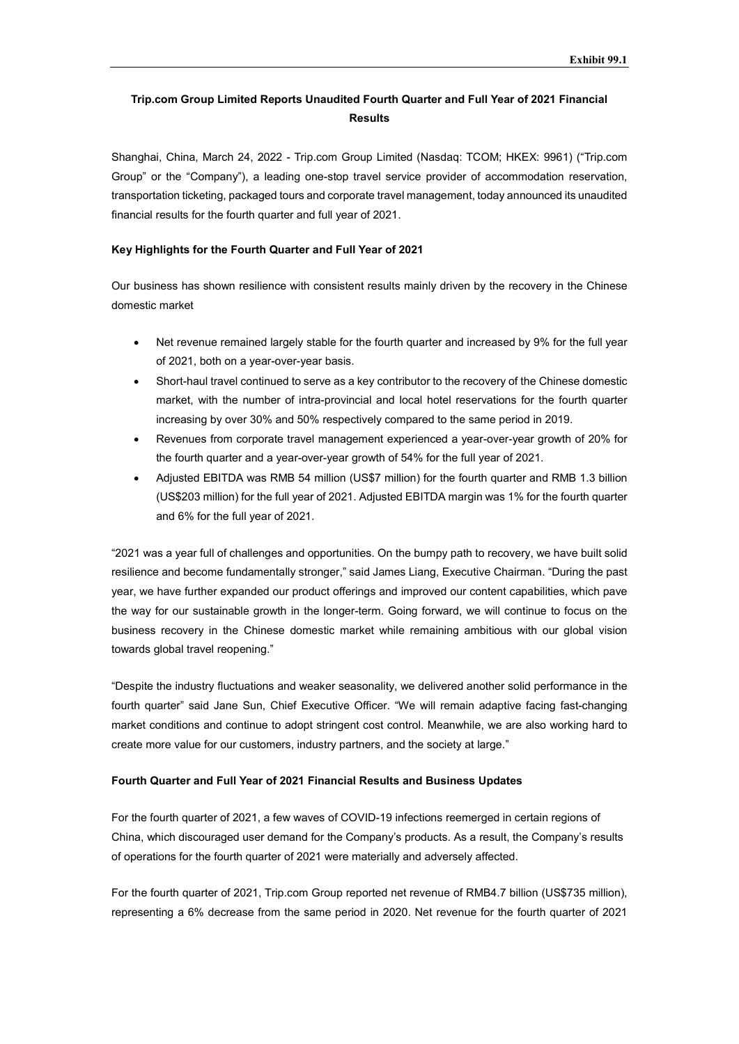Exhibit 99.1

# Trip.com Group Limited Reports Unaudited Fourth Quarter and Full Year of 2021 Financial Results

Shanghai, China, March 24, 2022 - Trip.com Group Limited (Nasdaq: TCOM; HKEX: 9961) ("Trip.com Group" or the "Company"), a leading one-stop travel service provider of accommodation reservation, transportation ticketing, packaged tours and corporate travel management, today announced its unaudited financial results for the fourth quarter and full year of 2021.

**Key Highlights for the Fourth Quarter and Full Year of 2021**

Our business has shown resilience with consistent results mainly driven by the recovery in the Chinese domestic market

- Net revenue remained largely stable for the fourth quarter and increased by 9% for the full year of 2021, both on a year-over-year basis.
- Short-haul travel continued to serve as a key contributor to the recovery of the Chinese domestic market, with the number of intra-provincial and local hotel reservations for the fourth quarter increasing by over 30% and 50% respectively compared to the same period in 2019.
- Revenues from corporate travel management experienced a year-over-year growth of 20% for the fourth quarter and a year-over-year growth of 54% for the full year of 2021.
- Adjusted EBITDA was RMB 54 million (US$7 million) for the fourth quarter and RMB 1.3 billion (US$203 million) for the full year of 2021. Adjusted EBITDA margin was 1% for the fourth quarter and 6% for the full year of 2021.

"2021 was a year full of challenges and opportunities. On the bumpy path to recovery, we have built solid resilience and become fundamentally stronger," said James Liang, Executive Chairman. "During the past year, we have further expanded our product offerings and improved our content capabilities, which pave the way for our sustainable growth in the longer-term. Going forward, we will continue to focus on the business recovery in the Chinese domestic market while remaining ambitious with our global vision towards global travel reopening."

"Despite the industry fluctuations and weaker seasonality, we delivered another solid performance in the fourth quarter" said Jane Sun, Chief Executive Officer. "We will remain adaptive facing fast-changing market conditions and continue to adopt stringent cost control. Meanwhile, we are also working hard to create more value for our customers, industry partners, and the society at large."

**Fourth Quarter and Full Year of 2021 Financial Results and Business Updates**

For the fourth quarter of 2021, a few waves of COVID-19 infections reemerged in certain regions of China, which discouraged user demand for the Company's products. As a result, the Company's results of operations for the fourth quarter of 2021 were materially and adversely affected.

For the fourth quarter of 2021, Trip.com Group reported net revenue of RMB4.7 billion (US$735 million), representing a 6% decrease from the same period in 2020. Net revenue for the fourth quarter of 2021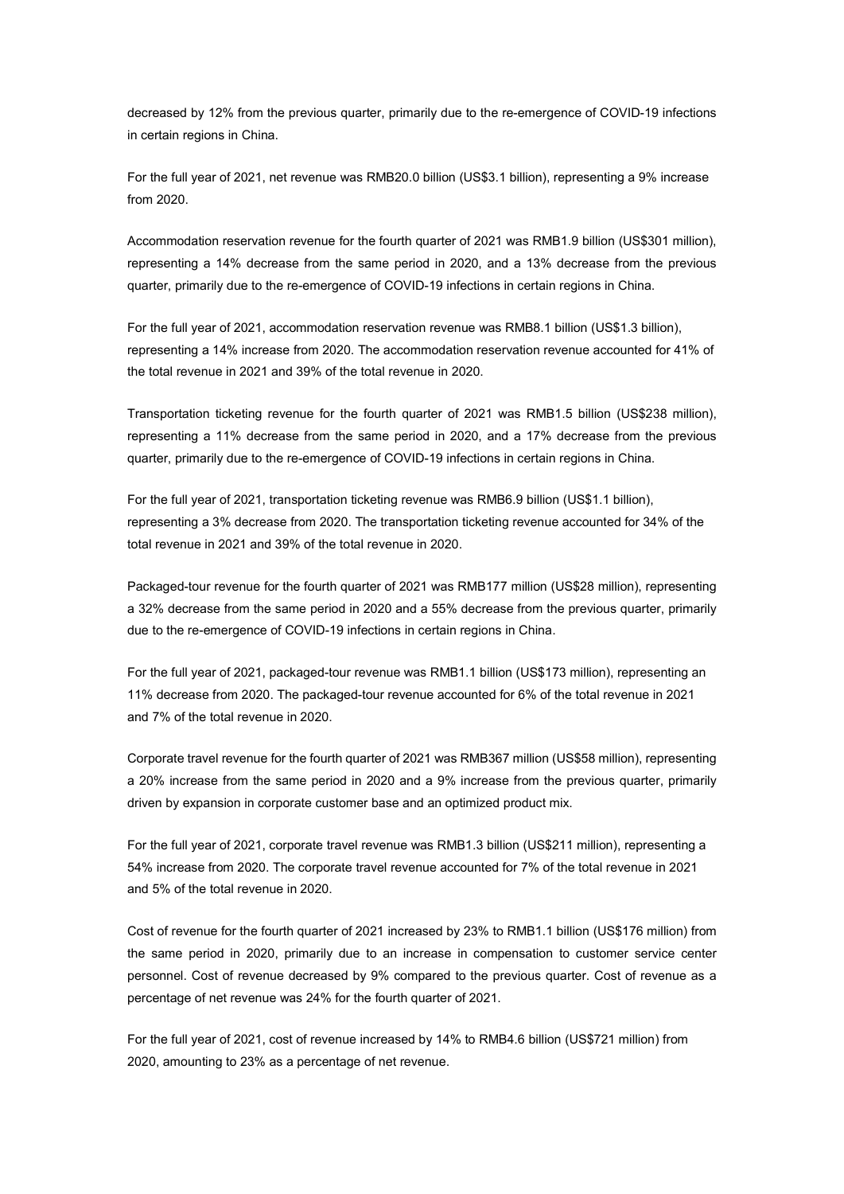decreased by 12% from the previous quarter, primarily due to the re-emergence of COVID-19 infections in certain regions in China.

For the full year of 2021, net revenue was RMB20.0 billion (US$3.1 billion), representing a 9% increase from 2020.

Accommodation reservation revenue for the fourth quarter of 2021 was RMB1.9 billion (US$301 million), representing a 14% decrease from the same period in 2020, and a 13% decrease from the previous quarter, primarily due to the re-emergence of COVID-19 infections in certain regions in China.

For the full year of 2021, accommodation reservation revenue was RMB8.1 billion (US$1.3 billion), representing a 14% increase from 2020. The accommodation reservation revenue accounted for 41% of the total revenue in 2021 and 39% of the total revenue in 2020.

Transportation ticketing revenue for the fourth quarter of 2021 was RMB1.5 billion (US$238 million), representing a 11% decrease from the same period in 2020, and a 17% decrease from the previous quarter, primarily due to the re-emergence of COVID-19 infections in certain regions in China.

For the full year of 2021, transportation ticketing revenue was RMB6.9 billion (US$1.1 billion), representing a 3% decrease from 2020. The transportation ticketing revenue accounted for 34% of the total revenue in 2021 and 39% of the total revenue in 2020.

Packaged-tour revenue for the fourth quarter of 2021 was RMB177 million (US$28 million), representing a 32% decrease from the same period in 2020 and a 55% decrease from the previous quarter, primarily due to the re-emergence of COVID-19 infections in certain regions in China.

For the full year of 2021, packaged-tour revenue was RMB1.1 billion (US$173 million), representing an 11% decrease from 2020. The packaged-tour revenue accounted for 6% of the total revenue in 2021 and 7% of the total revenue in 2020.

Corporate travel revenue for the fourth quarter of 2021 was RMB367 million (US$58 million), representing a 20% increase from the same period in 2020 and a 9% increase from the previous quarter, primarily driven by expansion in corporate customer base and an optimized product mix.

For the full year of 2021, corporate travel revenue was RMB1.3 billion (US$211 million), representing a 54% increase from 2020. The corporate travel revenue accounted for 7% of the total revenue in 2021 and 5% of the total revenue in 2020.

Cost of revenue for the fourth quarter of 2021 increased by 23% to RMB1.1 billion (US$176 million) from the same period in 2020, primarily due to an increase in compensation to customer service center personnel. Cost of revenue decreased by 9% compared to the previous quarter. Cost of revenue as a percentage of net revenue was 24% for the fourth quarter of 2021.

For the full year of 2021, cost of revenue increased by 14% to RMB4.6 billion (US$721 million) from 2020, amounting to 23% as a percentage of net revenue.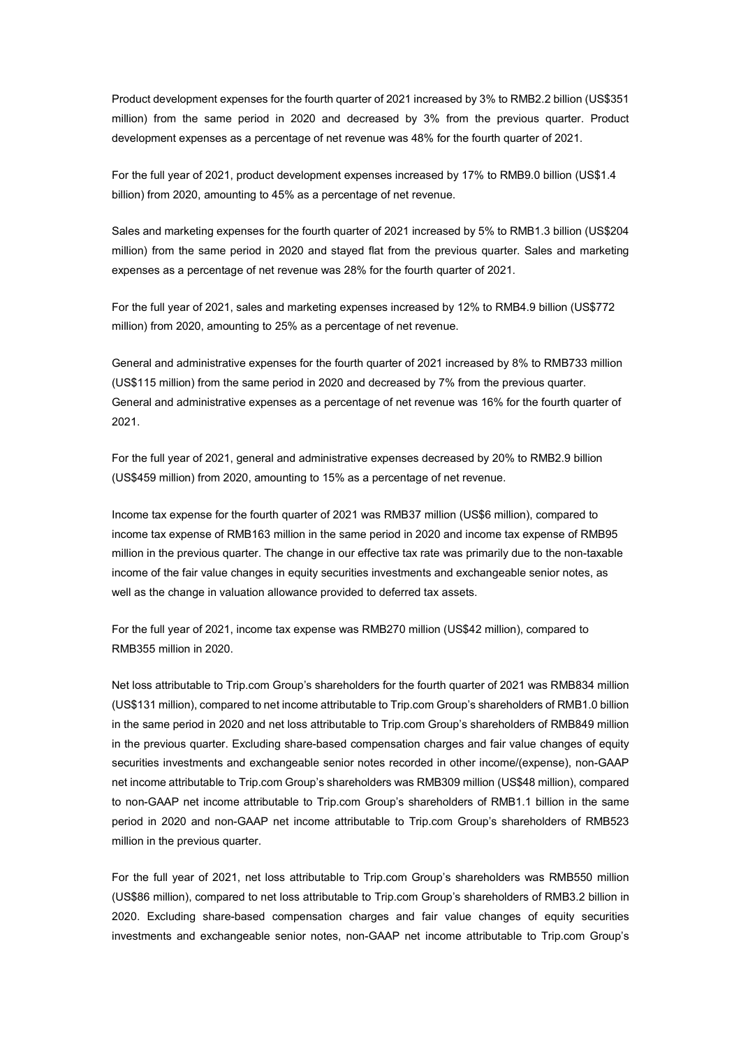Product development expenses for the fourth quarter of 2021 increased by 3% to RMB2.2 billion (US$351 million) from the same period in 2020 and decreased by 3% from the previous quarter. Product development expenses as a percentage of net revenue was 48% for the fourth quarter of 2021.

For the full year of 2021, product development expenses increased by 17% to RMB9.0 billion (US$1.4 billion) from 2020, amounting to 45% as a percentage of net revenue.

Sales and marketing expenses for the fourth quarter of 2021 increased by 5% to RMB1.3 billion (US$204 million) from the same period in 2020 and stayed flat from the previous quarter. Sales and marketing expenses as a percentage of net revenue was 28% for the fourth quarter of 2021.

For the full year of 2021, sales and marketing expenses increased by 12% to RMB4.9 billion (US$772 million) from 2020, amounting to 25% as a percentage of net revenue.

General and administrative expenses for the fourth quarter of 2021 increased by 8% to RMB733 million (US$115 million) from the same period in 2020 and decreased by 7% from the previous quarter. General and administrative expenses as a percentage of net revenue was 16% for the fourth quarter of 2021.

For the full year of 2021, general and administrative expenses decreased by 20% to RMB2.9 billion (US$459 million) from 2020, amounting to 15% as a percentage of net revenue.

Income tax expense for the fourth quarter of 2021 was RMB37 million (US$6 million), compared to income tax expense of RMB163 million in the same period in 2020 and income tax expense of RMB95 million in the previous quarter. The change in our effective tax rate was primarily due to the non-taxable income of the fair value changes in equity securities investments and exchangeable senior notes, as well as the change in valuation allowance provided to deferred tax assets.

For the full year of 2021, income tax expense was RMB270 million (US$42 million), compared to RMB355 million in 2020.

Net loss attributable to Trip.com Group's shareholders for the fourth quarter of 2021 was RMB834 million (US$131 million), compared to net income attributable to Trip.com Group's shareholders of RMB1.0 billion in the same period in 2020 and net loss attributable to Trip.com Group's shareholders of RMB849 million in the previous quarter. Excluding share-based compensation charges and fair value changes of equity securities investments and exchangeable senior notes recorded in other income/(expense), non-GAAP net income attributable to Trip.com Group's shareholders was RMB309 million (US$48 million), compared to non-GAAP net income attributable to Trip.com Group's shareholders of RMB1.1 billion in the same period in 2020 and non-GAAP net income attributable to Trip.com Group's shareholders of RMB523 million in the previous quarter.

For the full year of 2021, net loss attributable to Trip.com Group's shareholders was RMB550 million (US$86 million), compared to net loss attributable to Trip.com Group's shareholders of RMB3.2 billion in 2020. Excluding share-based compensation charges and fair value changes of equity securities investments and exchangeable senior notes, non-GAAP net income attributable to Trip.com Group's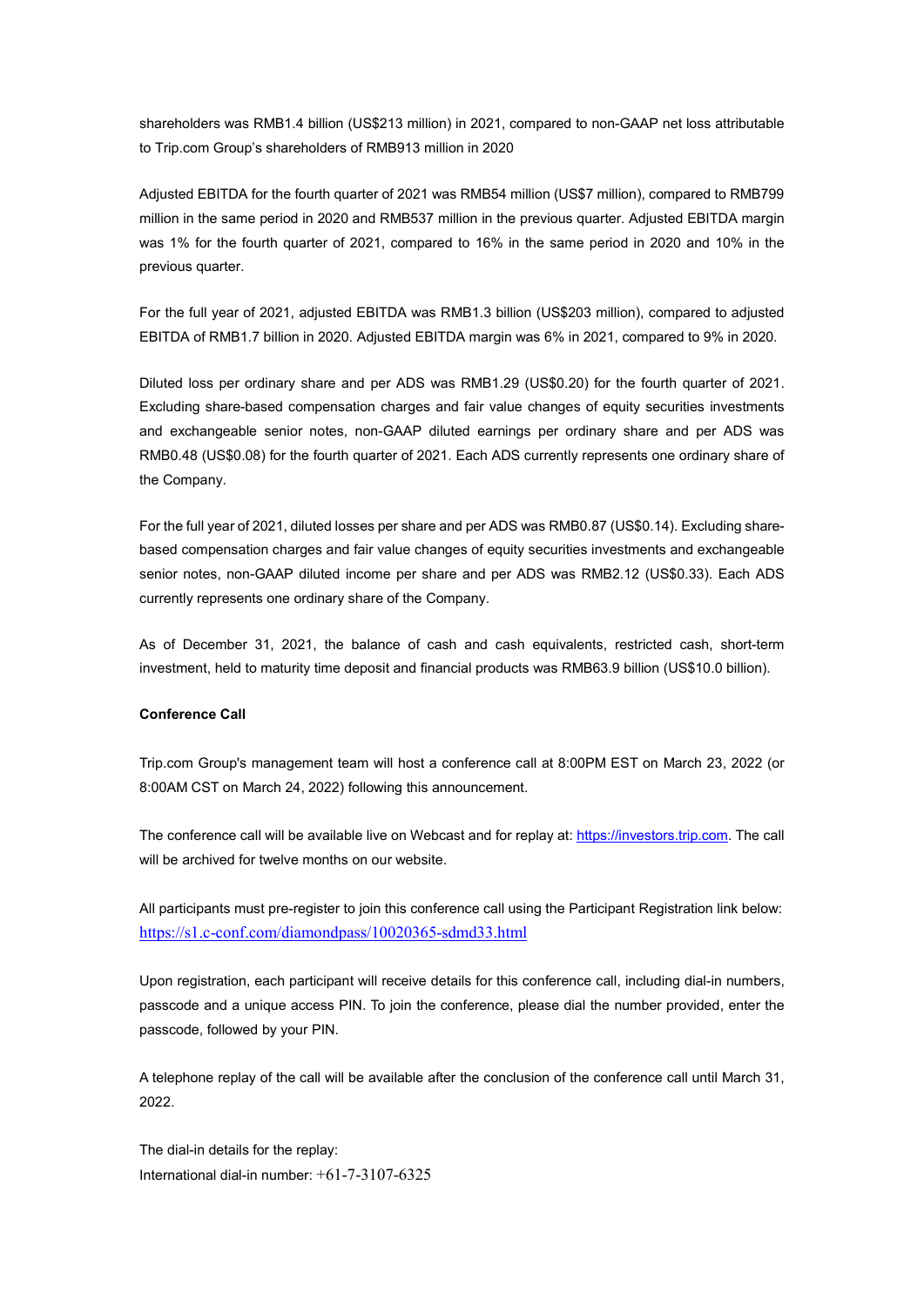shareholders was RMB1.4 billion (US$213 million) in 2021, compared to non-GAAP net loss attributable to Trip.com Group's shareholders of RMB913 million in 2020

Adjusted EBITDA for the fourth quarter of 2021 was RMB54 million (US$7 million), compared to RMB799 million in the same period in 2020 and RMB537 million in the previous quarter. Adjusted EBITDA margin was 1% for the fourth quarter of 2021, compared to 16% in the same period in 2020 and 10% in the previous quarter.

For the full year of 2021, adjusted EBITDA was RMB1.3 billion (US$203 million), compared to adjusted EBITDA of RMB1.7 billion in 2020. Adjusted EBITDA margin was 6% in 2021, compared to 9% in 2020.

Diluted loss per ordinary share and per ADS was RMB1.29 (US$0.20) for the fourth quarter of 2021. Excluding share-based compensation charges and fair value changes of equity securities investments and exchangeable senior notes, non-GAAP diluted earnings per ordinary share and per ADS was RMB0.48 (US$0.08) for the fourth quarter of 2021. Each ADS currently represents one ordinary share of the Company.

For the full year of 2021, diluted losses per share and per ADS was RMB0.87 (US$0.14). Excluding share-based compensation charges and fair value changes of equity securities investments and exchangeable senior notes, non-GAAP diluted income per share and per ADS was RMB2.12 (US$0.33). Each ADS currently represents one ordinary share of the Company.

As of December 31, 2021, the balance of cash and cash equivalents, restricted cash, short-term investment, held to maturity time deposit and financial products was RMB63.9 billion (US$10.0 billion).

**Conference Call**

Trip.com Group's management team will host a conference call at 8:00PM EST on March 23, 2022 (or 8:00AM CST on March 24, 2022) following this announcement.

The conference call will be available live on Webcast and for replay at: https://investors.trip.com. The call will be archived for twelve months on our website.

All participants must pre-register to join this conference call using the Participant Registration link below:
https://s1.c-conf.com/diamondpass/10020365-sdmd33.html

Upon registration, each participant will receive details for this conference call, including dial-in numbers, passcode and a unique access PIN. To join the conference, please dial the number provided, enter the passcode, followed by your PIN.

A telephone replay of the call will be available after the conclusion of the conference call until March 31, 2022.

The dial-in details for the replay:
International dial-in number: +61-7-3107-6325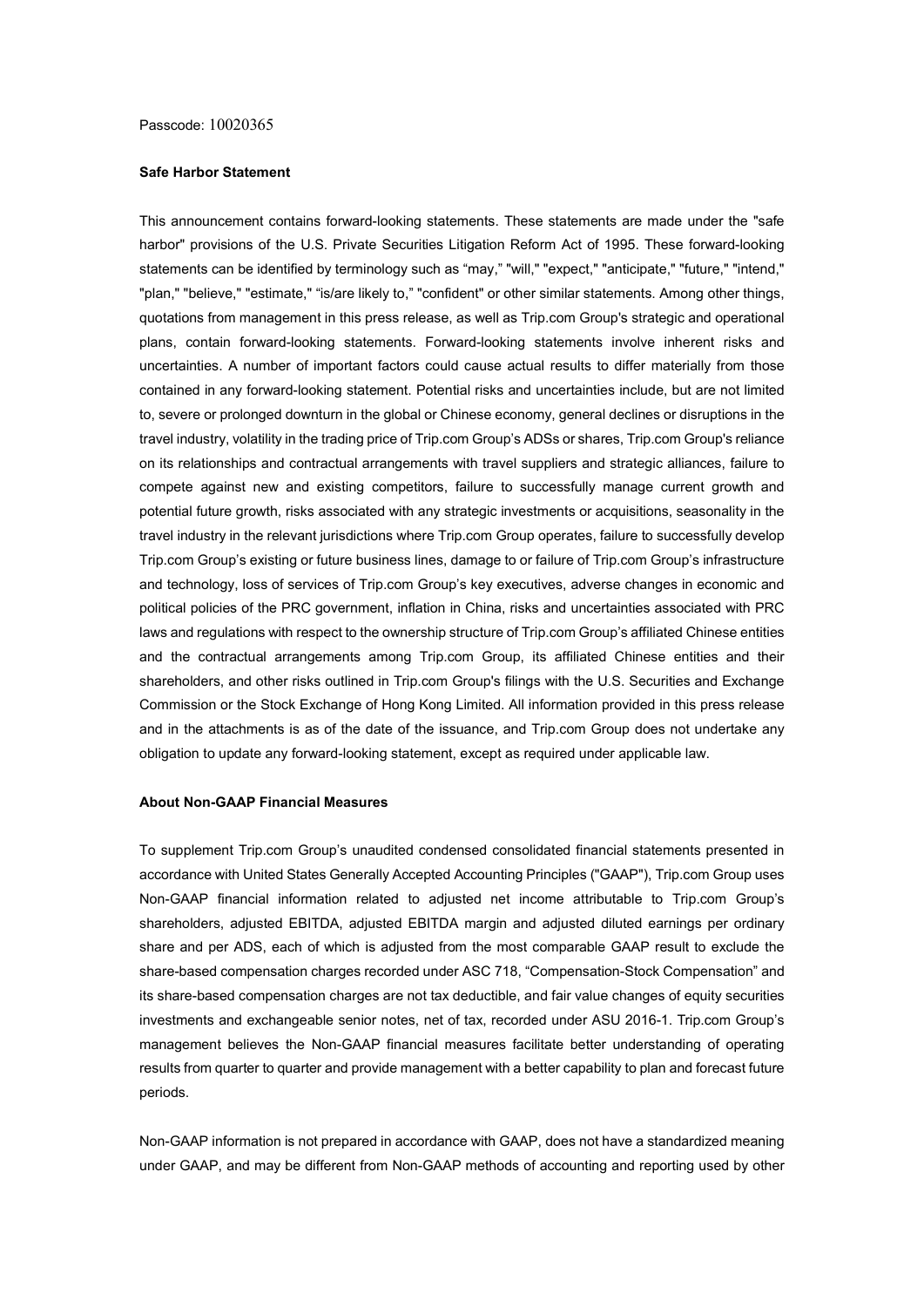Passcode: 10020365

**Safe Harbor Statement**

This announcement contains forward-looking statements. These statements are made under the "safe harbor" provisions of the U.S. Private Securities Litigation Reform Act of 1995. These forward-looking statements can be identified by terminology such as "may," "will," "expect," "anticipate," "future," "intend," "plan," "believe," "estimate," "is/are likely to," "confident" or other similar statements. Among other things, quotations from management in this press release, as well as Trip.com Group's strategic and operational plans, contain forward-looking statements. Forward-looking statements involve inherent risks and uncertainties. A number of important factors could cause actual results to differ materially from those contained in any forward-looking statement. Potential risks and uncertainties include, but are not limited to, severe or prolonged downturn in the global or Chinese economy, general declines or disruptions in the travel industry, volatility in the trading price of Trip.com Group's ADSs or shares, Trip.com Group's reliance on its relationships and contractual arrangements with travel suppliers and strategic alliances, failure to compete against new and existing competitors, failure to successfully manage current growth and potential future growth, risks associated with any strategic investments or acquisitions, seasonality in the travel industry in the relevant jurisdictions where Trip.com Group operates, failure to successfully develop Trip.com Group's existing or future business lines, damage to or failure of Trip.com Group's infrastructure and technology, loss of services of Trip.com Group's key executives, adverse changes in economic and political policies of the PRC government, inflation in China, risks and uncertainties associated with PRC laws and regulations with respect to the ownership structure of Trip.com Group's affiliated Chinese entities and the contractual arrangements among Trip.com Group, its affiliated Chinese entities and their shareholders, and other risks outlined in Trip.com Group's filings with the U.S. Securities and Exchange Commission or the Stock Exchange of Hong Kong Limited. All information provided in this press release and in the attachments is as of the date of the issuance, and Trip.com Group does not undertake any obligation to update any forward-looking statement, except as required under applicable law.

**About Non-GAAP Financial Measures**

To supplement Trip.com Group's unaudited condensed consolidated financial statements presented in accordance with United States Generally Accepted Accounting Principles ("GAAP"), Trip.com Group uses Non-GAAP financial information related to adjusted net income attributable to Trip.com Group's shareholders, adjusted EBITDA, adjusted EBITDA margin and adjusted diluted earnings per ordinary share and per ADS, each of which is adjusted from the most comparable GAAP result to exclude the share-based compensation charges recorded under ASC 718, "Compensation-Stock Compensation" and its share-based compensation charges are not tax deductible, and fair value changes of equity securities investments and exchangeable senior notes, net of tax, recorded under ASU 2016-1. Trip.com Group's management believes the Non-GAAP financial measures facilitate better understanding of operating results from quarter to quarter and provide management with a better capability to plan and forecast future periods.

Non-GAAP information is not prepared in accordance with GAAP, does not have a standardized meaning under GAAP, and may be different from Non-GAAP methods of accounting and reporting used by other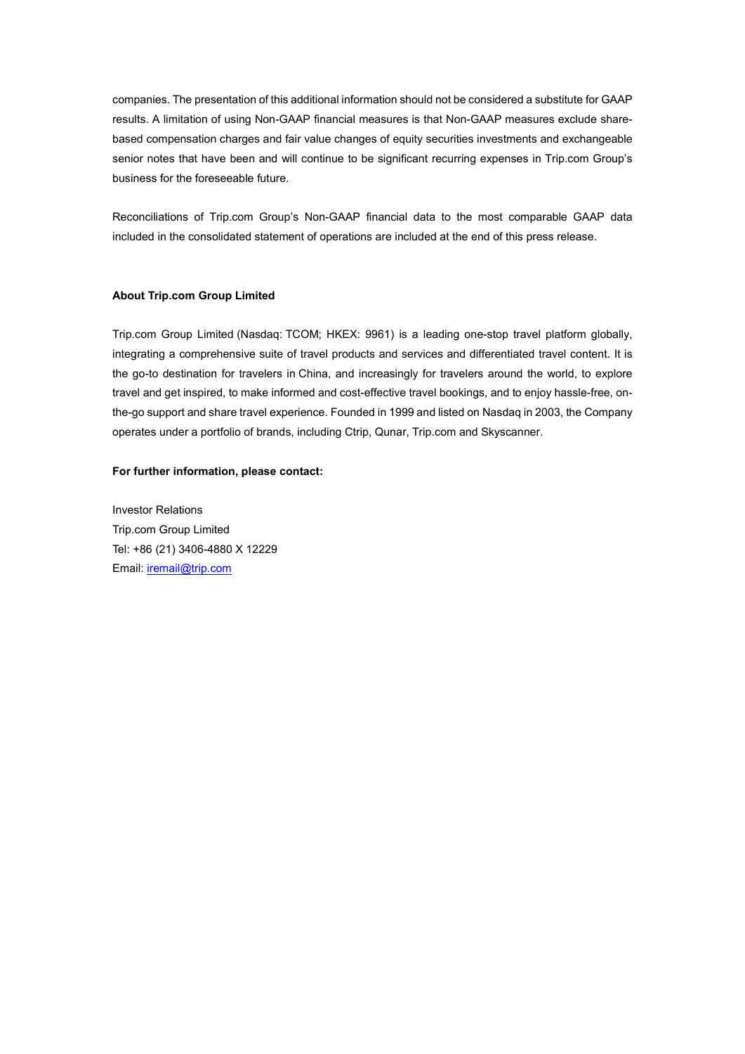companies. The presentation of this additional information should not be considered a substitute for GAAP results. A limitation of using Non-GAAP financial measures is that Non-GAAP measures exclude share-based compensation charges and fair value changes of equity securities investments and exchangeable senior notes that have been and will continue to be significant recurring expenses in Trip.com Group's business for the foreseeable future.

Reconciliations of Trip.com Group's Non-GAAP financial data to the most comparable GAAP data included in the consolidated statement of operations are included at the end of this press release.

**About Trip.com Group Limited**

Trip.com Group Limited (Nasdaq: TCOM; HKEX: 9961) is a leading one-stop travel platform globally, integrating a comprehensive suite of travel products and services and differentiated travel content. It is the go-to destination for travelers in China, and increasingly for travelers around the world, to explore travel and get inspired, to make informed and cost-effective travel bookings, and to enjoy hassle-free, on-the-go support and share travel experience. Founded in 1999 and listed on Nasdaq in 2003, the Company operates under a portfolio of brands, including Ctrip, Qunar, Trip.com and Skyscanner.

**For further information, please contact:**

Investor Relations
Trip.com Group Limited
Tel: +86 (21) 3406-4880 X 12229
Email: iremail@trip.com